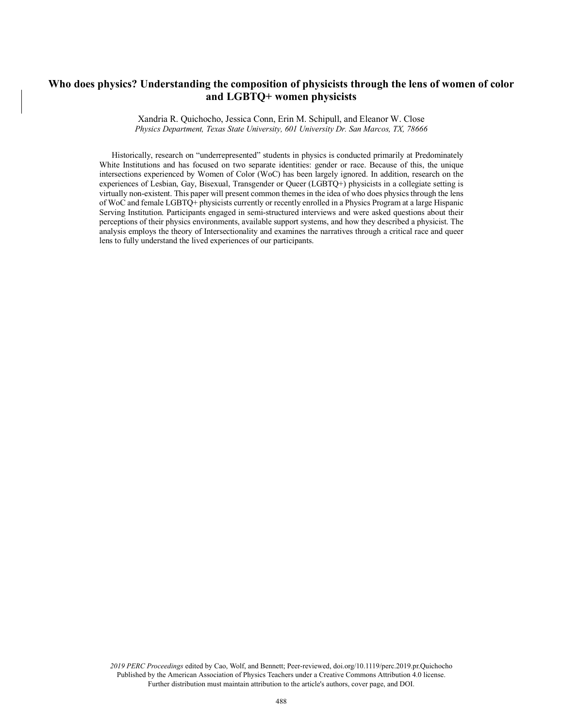# Who does physics? Understanding the composition of physicists through the lens of women of color and LGBTQ+ women physicists

Xandria R. Quichocho, Jessica Conn, Erin M. Schipull, and Eleanor W. Close
*Physics Department, Texas State University, 601 University Dr. San Marcos, TX, 78666*

Historically, research on "underrepresented" students in physics is conducted primarily at Predominately White Institutions and has focused on two separate identities: gender or race. Because of this, the unique intersections experienced by Women of Color (WoC) has been largely ignored. In addition, research on the experiences of Lesbian, Gay, Bisexual, Transgender or Queer (LGBTQ+) physicists in a collegiate setting is virtually non-existent. This paper will present common themes in the idea of who does physics through the lens of WoC and female LGBTQ+ physicists currently or recently enrolled in a Physics Program at a large Hispanic Serving Institution. Participants engaged in semi-structured interviews and were asked questions about their perceptions of their physics environments, available support systems, and how they described a physicist. The analysis employs the theory of Intersectionality and examines the narratives through a critical race and queer lens to fully understand the lived experiences of our participants.

*2019 PERC Proceedings* edited by Cao, Wolf, and Bennett; Peer-reviewed, doi.org/10.1119/perc.2019.pr.Quichocho
Published by the American Association of Physics Teachers under a Creative Commons Attribution 4.0 license.
Further distribution must maintain attribution to the article's authors, cover page, and DOI.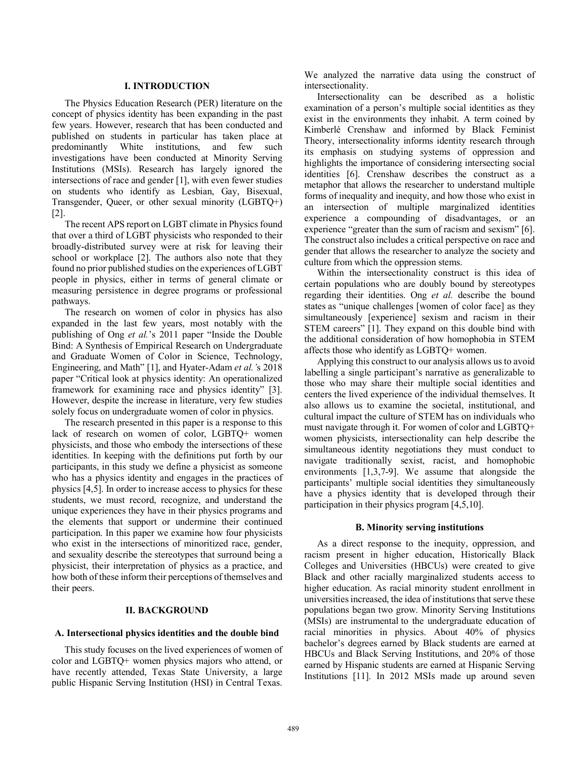## I. INTRODUCTION

The Physics Education Research (PER) literature on the concept of physics identity has been expanding in the past few years. However, research that has been conducted and published on students in particular has taken place at predominantly White institutions, and few such investigations have been conducted at Minority Serving Institutions (MSIs). Research has largely ignored the intersections of race and gender [1], with even fewer studies on students who identify as Lesbian, Gay, Bisexual, Transgender, Queer, or other sexual minority (LGBTQ+) [2].

The recent APS report on LGBT climate in Physics found that over a third of LGBT physicists who responded to their broadly-distributed survey were at risk for leaving their school or workplace [2]. The authors also note that they found no prior published studies on the experiences of LGBT people in physics, either in terms of general climate or measuring persistence in degree programs or professional pathways.

The research on women of color in physics has also expanded in the last few years, most notably with the publishing of Ong *et al.*'s 2011 paper "Inside the Double Bind: A Synthesis of Empirical Research on Undergraduate and Graduate Women of Color in Science, Technology, Engineering, and Math" [1], and Hyater-Adam *et al.'*s 2018 paper "Critical look at physics identity: An operationalized framework for examining race and physics identity" [3]. However, despite the increase in literature, very few studies solely focus on undergraduate women of color in physics.

The research presented in this paper is a response to this lack of research on women of color, LGBTQ+ women physicists, and those who embody the intersections of these identities. In keeping with the definitions put forth by our participants, in this study we define a physicist as someone who has a physics identity and engages in the practices of physics [4,5]. In order to increase access to physics for these students, we must record, recognize, and understand the unique experiences they have in their physics programs and the elements that support or undermine their continued participation. In this paper we examine how four physicists who exist in the intersections of minoritized race, gender, and sexuality describe the stereotypes that surround being a physicist, their interpretation of physics as a practice, and how both of these inform their perceptions of themselves and their peers.

## II. BACKGROUND

### A. Intersectional physics identities and the double bind

This study focuses on the lived experiences of women of color and LGBTQ+ women physics majors who attend, or have recently attended, Texas State University, a large public Hispanic Serving Institution (HSI) in Central Texas. We analyzed the narrative data using the construct of intersectionality.

Intersectionality can be described as a holistic examination of a person's multiple social identities as they exist in the environments they inhabit. A term coined by Kimberlé Crenshaw and informed by Black Feminist Theory, intersectionality informs identity research through its emphasis on studying systems of oppression and highlights the importance of considering intersecting social identities [6]. Crenshaw describes the construct as a metaphor that allows the researcher to understand multiple forms of inequality and inequity, and how those who exist in an intersection of multiple marginalized identities experience a compounding of disadvantages, or an experience "greater than the sum of racism and sexism" [6]. The construct also includes a critical perspective on race and gender that allows the researcher to analyze the society and culture from which the oppression stems.

Within the intersectionality construct is this idea of certain populations who are doubly bound by stereotypes regarding their identities. Ong *et al.* describe the bound states as "unique challenges [women of color face] as they simultaneously [experience] sexism and racism in their STEM careers" [1]. They expand on this double bind with the additional consideration of how homophobia in STEM affects those who identify as LGBTQ+ women.

Applying this construct to our analysis allows us to avoid labelling a single participant's narrative as generalizable to those who may share their multiple social identities and centers the lived experience of the individual themselves. It also allows us to examine the societal, institutional, and cultural impact the culture of STEM has on individuals who must navigate through it. For women of color and LGBTQ+ women physicists, intersectionality can help describe the simultaneous identity negotiations they must conduct to navigate traditionally sexist, racist, and homophobic environments [1,3,7-9]. We assume that alongside the participants' multiple social identities they simultaneously have a physics identity that is developed through their participation in their physics program [4,5,10].

### B. Minority serving institutions

As a direct response to the inequity, oppression, and racism present in higher education, Historically Black Colleges and Universities (HBCUs) were created to give Black and other racially marginalized students access to higher education. As racial minority student enrollment in universities increased, the idea of institutions that serve these populations began two grow. Minority Serving Institutions (MSIs) are instrumental to the undergraduate education of racial minorities in physics. About 40% of physics bachelor's degrees earned by Black students are earned at HBCUs and Black Serving Institutions, and 20% of those earned by Hispanic students are earned at Hispanic Serving Institutions [11]. In 2012 MSIs made up around seven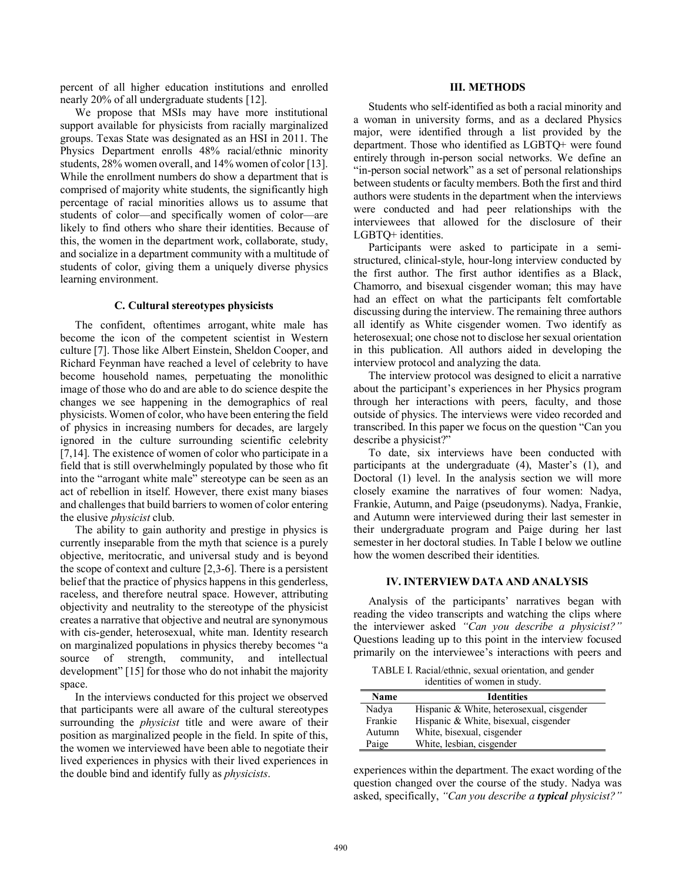percent of all higher education institutions and enrolled nearly 20% of all undergraduate students [12].

We propose that MSIs may have more institutional support available for physicists from racially marginalized groups. Texas State was designated as an HSI in 2011. The Physics Department enrolls 48% racial/ethnic minority students, 28% women overall, and 14% women of color [13]. While the enrollment numbers do show a department that is comprised of majority white students, the significantly high percentage of racial minorities allows us to assume that students of color—and specifically women of color—are likely to find others who share their identities. Because of this, the women in the department work, collaborate, study, and socialize in a department community with a multitude of students of color, giving them a uniquely diverse physics learning environment.

### C. Cultural stereotypes physicists

The confident, oftentimes arrogant, white male has become the icon of the competent scientist in Western culture [7]. Those like Albert Einstein, Sheldon Cooper, and Richard Feynman have reached a level of celebrity to have become household names, perpetuating the monolithic image of those who do and are able to do science despite the changes we see happening in the demographics of real physicists. Women of color, who have been entering the field of physics in increasing numbers for decades, are largely ignored in the culture surrounding scientific celebrity [7,14]. The existence of women of color who participate in a field that is still overwhelmingly populated by those who fit into the "arrogant white male" stereotype can be seen as an act of rebellion in itself. However, there exist many biases and challenges that build barriers to women of color entering the elusive *physicist* club.

The ability to gain authority and prestige in physics is currently inseparable from the myth that science is a purely objective, meritocratic, and universal study and is beyond the scope of context and culture [2,3-6]. There is a persistent belief that the practice of physics happens in this genderless, raceless, and therefore neutral space. However, attributing objectivity and neutrality to the stereotype of the physicist creates a narrative that objective and neutral are synonymous with cis-gender, heterosexual, white man. Identity research on marginalized populations in physics thereby becomes "a source of strength, community, and intellectual development" [15] for those who do not inhabit the majority space.

In the interviews conducted for this project we observed that participants were all aware of the cultural stereotypes surrounding the *physicist* title and were aware of their position as marginalized people in the field. In spite of this, the women we interviewed have been able to negotiate their lived experiences in physics with their lived experiences in the double bind and identify fully as *physicists*.

## III. METHODS

Students who self-identified as both a racial minority and a woman in university forms, and as a declared Physics major, were identified through a list provided by the department. Those who identified as LGBTQ+ were found entirely through in-person social networks. We define an "in-person social network" as a set of personal relationships between students or faculty members. Both the first and third authors were students in the department when the interviews were conducted and had peer relationships with the interviewees that allowed for the disclosure of their LGBTQ+ identities.

Participants were asked to participate in a semi-structured, clinical-style, hour-long interview conducted by the first author. The first author identifies as a Black, Chamorro, and bisexual cisgender woman; this may have had an effect on what the participants felt comfortable discussing during the interview. The remaining three authors all identify as White cisgender women. Two identify as heterosexual; one chose not to disclose her sexual orientation in this publication. All authors aided in developing the interview protocol and analyzing the data.

The interview protocol was designed to elicit a narrative about the participant's experiences in her Physics program through her interactions with peers, faculty, and those outside of physics. The interviews were video recorded and transcribed. In this paper we focus on the question "Can you describe a physicist?"

To date, six interviews have been conducted with participants at the undergraduate (4), Master's (1), and Doctoral (1) level. In the analysis section we will more closely examine the narratives of four women: Nadya, Frankie, Autumn, and Paige (pseudonyms). Nadya, Frankie, and Autumn were interviewed during their last semester in their undergraduate program and Paige during her last semester in her doctoral studies. In Table I below we outline how the women described their identities.

## IV. INTERVIEW DATA AND ANALYSIS

Analysis of the participants' narratives began with reading the video transcripts and watching the clips where the interviewer asked *"Can you describe a physicist?"* Questions leading up to this point in the interview focused primarily on the interviewee's interactions with peers and experiences within the department. The exact wording of the question changed over the course of the study. Nadya was asked, specifically, *"Can you describe a* ***typical*** *physicist?"*

TABLE I. Racial/ethnic, sexual orientation, and gender identities of women in study.

| Name | Identities |
| --- | --- |
| Nadya | Hispanic & White, heterosexual, cisgender |
| Frankie | Hispanic & White, bisexual, cisgender |
| Autumn | White, bisexual, cisgender |
| Paige | White, lesbian, cisgender |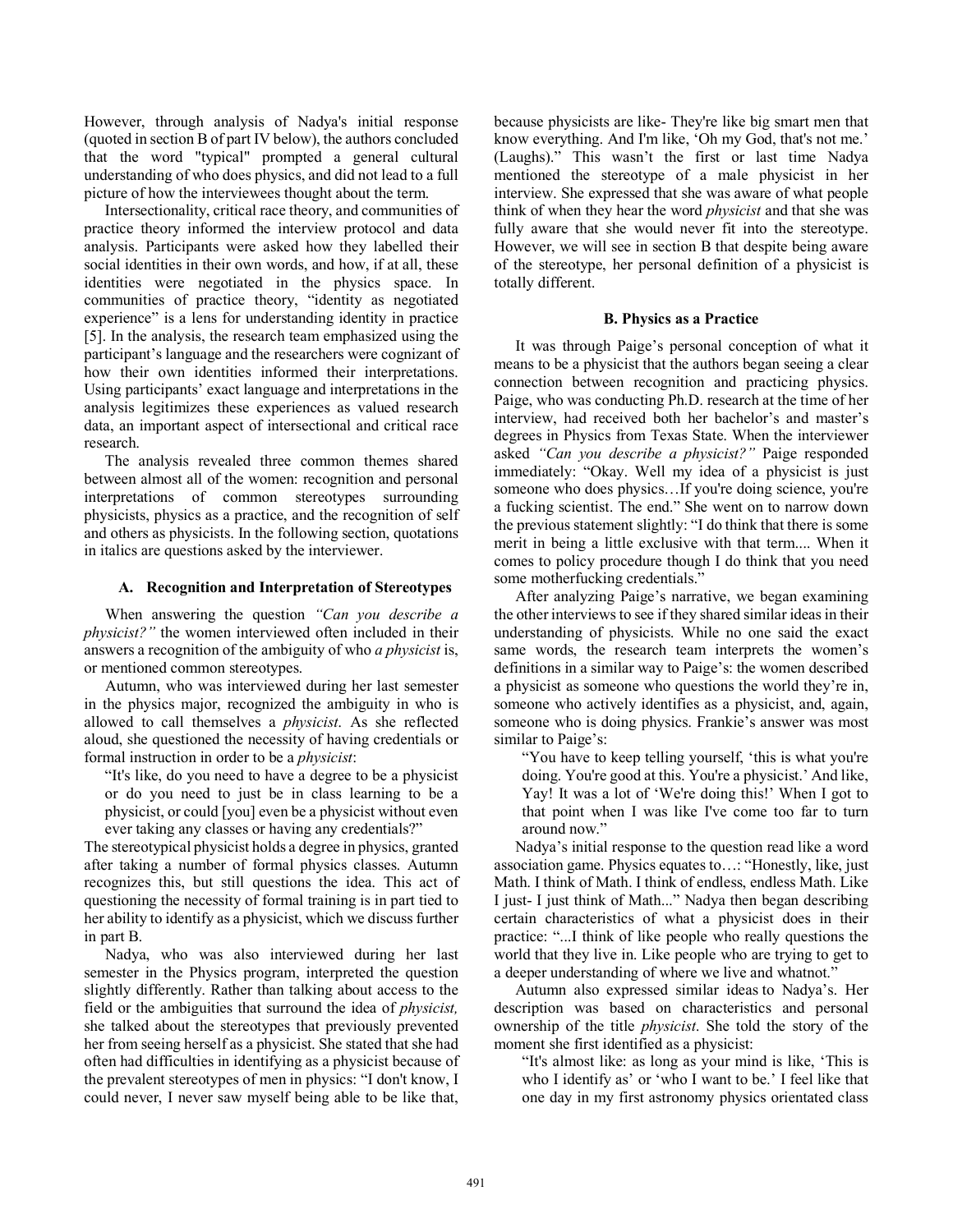However, through analysis of Nadya's initial response (quoted in section B of part IV below), the authors concluded that the word "typical" prompted a general cultural understanding of who does physics, and did not lead to a full picture of how the interviewees thought about the term.

Intersectionality, critical race theory, and communities of practice theory informed the interview protocol and data analysis. Participants were asked how they labelled their social identities in their own words, and how, if at all, these identities were negotiated in the physics space. In communities of practice theory, "identity as negotiated experience" is a lens for understanding identity in practice [5]. In the analysis, the research team emphasized using the participant's language and the researchers were cognizant of how their own identities informed their interpretations. Using participants' exact language and interpretations in the analysis legitimizes these experiences as valued research data, an important aspect of intersectional and critical race research.

The analysis revealed three common themes shared between almost all of the women: recognition and personal interpretations of common stereotypes surrounding physicists, physics as a practice, and the recognition of self and others as physicists. In the following section, quotations in italics are questions asked by the interviewer.

### A. Recognition and Interpretation of Stereotypes

When answering the question *"Can you describe a physicist?"* the women interviewed often included in their answers a recognition of the ambiguity of who *a physicist* is, or mentioned common stereotypes.

Autumn, who was interviewed during her last semester in the physics major, recognized the ambiguity in who is allowed to call themselves a *physicist*. As she reflected aloud, she questioned the necessity of having credentials or formal instruction in order to be a *physicist*:

> "It's like, do you need to have a degree to be a physicist or do you need to just be in class learning to be a physicist, or could [you] even be a physicist without even ever taking any classes or having any credentials?"

The stereotypical physicist holds a degree in physics, granted after taking a number of formal physics classes. Autumn recognizes this, but still questions the idea. This act of questioning the necessity of formal training is in part tied to her ability to identify as a physicist, which we discuss further in part B.

Nadya, who was also interviewed during her last semester in the Physics program, interpreted the question slightly differently. Rather than talking about access to the field or the ambiguities that surround the idea of *physicist,* she talked about the stereotypes that previously prevented her from seeing herself as a physicist. She stated that she had often had difficulties in identifying as a physicist because of the prevalent stereotypes of men in physics: "I don't know, I could never, I never saw myself being able to be like that, because physicists are like- They're like big smart men that know everything. And I'm like, 'Oh my God, that's not me.' (Laughs)." This wasn't the first or last time Nadya mentioned the stereotype of a male physicist in her interview. She expressed that she was aware of what people think of when they hear the word *physicist* and that she was fully aware that she would never fit into the stereotype. However, we will see in section B that despite being aware of the stereotype, her personal definition of a physicist is totally different.

### B. Physics as a Practice

It was through Paige's personal conception of what it means to be a physicist that the authors began seeing a clear connection between recognition and practicing physics. Paige, who was conducting Ph.D. research at the time of her interview, had received both her bachelor's and master's degrees in Physics from Texas State. When the interviewer asked *"Can you describe a physicist?"* Paige responded immediately: "Okay. Well my idea of a physicist is just someone who does physics…If you're doing science, you're a fucking scientist. The end." She went on to narrow down the previous statement slightly: "I do think that there is some merit in being a little exclusive with that term.... When it comes to policy procedure though I do think that you need some motherfucking credentials."

After analyzing Paige's narrative, we began examining the other interviews to see if they shared similar ideas in their understanding of physicists. While no one said the exact same words, the research team interprets the women's definitions in a similar way to Paige's: the women described a physicist as someone who questions the world they're in, someone who actively identifies as a physicist, and, again, someone who is doing physics. Frankie's answer was most similar to Paige's:

> "You have to keep telling yourself, 'this is what you're doing. You're good at this. You're a physicist.' And like, Yay! It was a lot of 'We're doing this!' When I got to that point when I was like I've come too far to turn around now."

Nadya's initial response to the question read like a word association game. Physics equates to…: "Honestly, like, just Math. I think of Math. I think of endless, endless Math. Like I just- I just think of Math..." Nadya then began describing certain characteristics of what a physicist does in their practice: "...I think of like people who really questions the world that they live in. Like people who are trying to get to a deeper understanding of where we live and whatnot."

Autumn also expressed similar ideas to Nadya's. Her description was based on characteristics and personal ownership of the title *physicist*. She told the story of the moment she first identified as a physicist:

> "It's almost like: as long as your mind is like, 'This is who I identify as' or 'who I want to be.' I feel like that one day in my first astronomy physics orientated class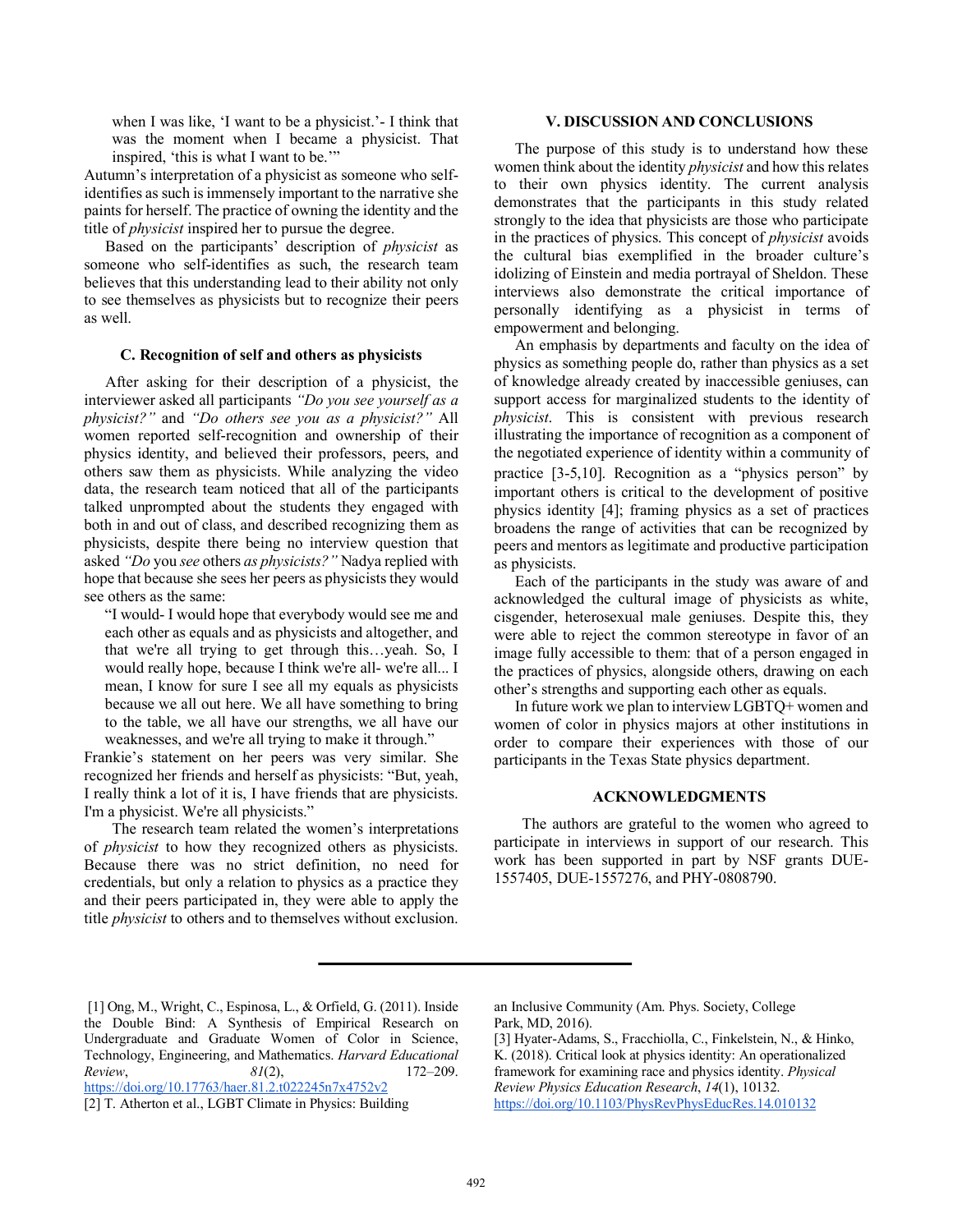when I was like, 'I want to be a physicist.'- I think that was the moment when I became a physicist. That inspired, 'this is what I want to be.'"

Autumn's interpretation of a physicist as someone who self-identifies as such is immensely important to the narrative she paints for herself. The practice of owning the identity and the title of *physicist* inspired her to pursue the degree.

Based on the participants' description of *physicist* as someone who self-identifies as such, the research team believes that this understanding lead to their ability not only to see themselves as physicists but to recognize their peers as well.

### C. Recognition of self and others as physicists

After asking for their description of a physicist, the interviewer asked all participants *"Do you see yourself as a physicist?"* and *"Do others see you as a physicist?"* All women reported self-recognition and ownership of their physics identity, and believed their professors, peers, and others saw them as physicists. While analyzing the video data, the research team noticed that all of the participants talked unprompted about the students they engaged with both in and out of class, and described recognizing them as physicists, despite there being no interview question that asked *"Do* you *see* others *as physicists?"* Nadya replied with hope that because she sees her peers as physicists they would see others as the same:

> "I would- I would hope that everybody would see me and each other as equals and as physicists and altogether, and that we're all trying to get through this…yeah. So, I would really hope, because I think we're all- we're all... I mean, I know for sure I see all my equals as physicists because we all out here. We all have something to bring to the table, we all have our strengths, we all have our weaknesses, and we're all trying to make it through."

Frankie's statement on her peers was very similar. She recognized her friends and herself as physicists: "But, yeah, I really think a lot of it is, I have friends that are physicists. I'm a physicist. We're all physicists."

The research team related the women's interpretations of *physicist* to how they recognized others as physicists. Because there was no strict definition, no need for credentials, but only a relation to physics as a practice they and their peers participated in, they were able to apply the title *physicist* to others and to themselves without exclusion.

## V. DISCUSSION AND CONCLUSIONS

The purpose of this study is to understand how these women think about the identity *physicist* and how this relates to their own physics identity. The current analysis demonstrates that the participants in this study related strongly to the idea that physicists are those who participate in the practices of physics. This concept of *physicist* avoids the cultural bias exemplified in the broader culture's idolizing of Einstein and media portrayal of Sheldon. These interviews also demonstrate the critical importance of personally identifying as a physicist in terms of empowerment and belonging.

An emphasis by departments and faculty on the idea of physics as something people do, rather than physics as a set of knowledge already created by inaccessible geniuses, can support access for marginalized students to the identity of *physicist*. This is consistent with previous research illustrating the importance of recognition as a component of the negotiated experience of identity within a community of practice [3-5,10]. Recognition as a "physics person" by important others is critical to the development of positive physics identity [4]; framing physics as a set of practices broadens the range of activities that can be recognized by peers and mentors as legitimate and productive participation as physicists.

Each of the participants in the study was aware of and acknowledged the cultural image of physicists as white, cisgender, heterosexual male geniuses. Despite this, they were able to reject the common stereotype in favor of an image fully accessible to them: that of a person engaged in the practices of physics, alongside others, drawing on each other's strengths and supporting each other as equals.

In future work we plan to interview LGBTQ+ women and women of color in physics majors at other institutions in order to compare their experiences with those of our participants in the Texas State physics department.

## ACKNOWLEDGMENTS

The authors are grateful to the women who agreed to participate in interviews in support of our research. This work has been supported in part by NSF grants DUE-1557405, DUE-1557276, and PHY-0808790.

---

[1] Ong, M., Wright, C., Espinosa, L., & Orfield, G. (2011). Inside the Double Bind: A Synthesis of Empirical Research on Undergraduate and Graduate Women of Color in Science, Technology, Engineering, and Mathematics. *Harvard Educational Review*, *81*(2), 172–209. https://doi.org/10.17763/haer.81.2.t022245n7x4752v2

[2] T. Atherton et al., LGBT Climate in Physics: Building an Inclusive Community (Am. Phys. Society, College Park, MD, 2016).

[3] Hyater-Adams, S., Fracchiolla, C., Finkelstein, N., & Hinko, K. (2018). Critical look at physics identity: An operationalized framework for examining race and physics identity. *Physical Review Physics Education Research*, *14*(1), 10132. https://doi.org/10.1103/PhysRevPhysEducRes.14.010132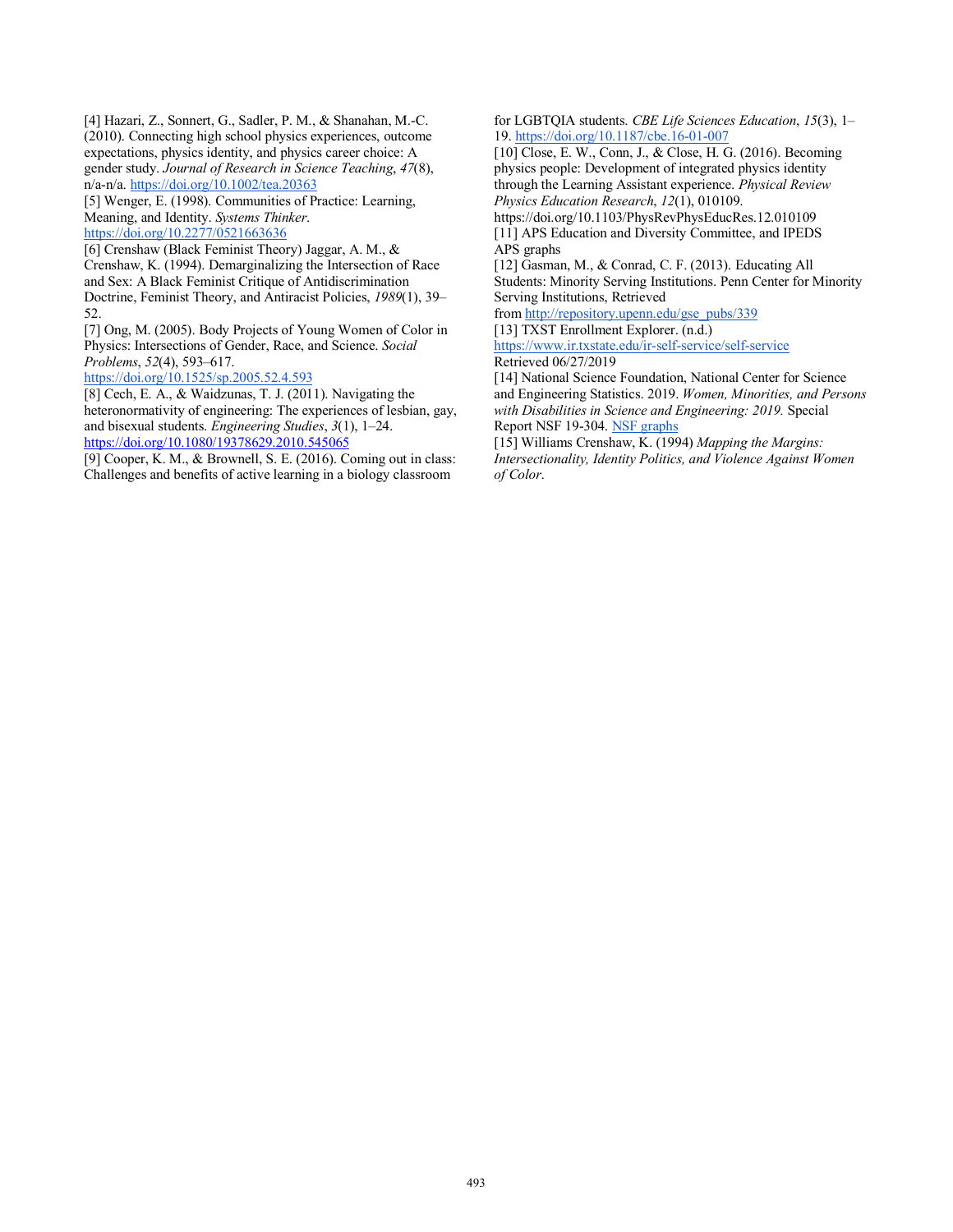[4] Hazari, Z., Sonnert, G., Sadler, P. M., & Shanahan, M.-C. (2010). Connecting high school physics experiences, outcome expectations, physics identity, and physics career choice: A gender study. *Journal of Research in Science Teaching*, *47*(8), n/a-n/a. https://doi.org/10.1002/tea.20363

[5] Wenger, E. (1998). Communities of Practice: Learning, Meaning, and Identity. *Systems Thinker*. https://doi.org/10.2277/0521663636

[6] Crenshaw (Black Feminist Theory) Jaggar, A. M., & Crenshaw, K. (1994). Demarginalizing the Intersection of Race and Sex: A Black Feminist Critique of Antidiscrimination Doctrine, Feminist Theory, and Antiracist Policies, *1989*(1), 39–52.

[7] Ong, M. (2005). Body Projects of Young Women of Color in Physics: Intersections of Gender, Race, and Science. *Social Problems*, *52*(4), 593–617. https://doi.org/10.1525/sp.2005.52.4.593

[8] Cech, E. A., & Waidzunas, T. J. (2011). Navigating the heteronormativity of engineering: The experiences of lesbian, gay, and bisexual students. *Engineering Studies*, *3*(1), 1–24. https://doi.org/10.1080/19378629.2010.545065

[9] Cooper, K. M., & Brownell, S. E. (2016). Coming out in class: Challenges and benefits of active learning in a biology classroom for LGBTQIA students. *CBE Life Sciences Education*, *15*(3), 1–19. https://doi.org/10.1187/cbe.16-01-007

[10] Close, E. W., Conn, J., & Close, H. G. (2016). Becoming physics people: Development of integrated physics identity through the Learning Assistant experience. *Physical Review Physics Education Research*, *12*(1), 010109. https://doi.org/10.1103/PhysRevPhysEducRes.12.010109

[11] APS Education and Diversity Committee, and IPEDS APS graphs

[12] Gasman, M., & Conrad, C. F. (2013). Educating All Students: Minority Serving Institutions. Penn Center for Minority Serving Institutions, Retrieved from http://repository.upenn.edu/gse_pubs/339

[13] TXST Enrollment Explorer. (n.d.) https://www.ir.txstate.edu/ir-self-service/self-service Retrieved 06/27/2019

[14] National Science Foundation, National Center for Science and Engineering Statistics. 2019. *Women, Minorities, and Persons with Disabilities in Science and Engineering: 2019.* Special Report NSF 19-304. NSF graphs

[15] Williams Crenshaw, K. (1994) *Mapping the Margins: Intersectionality, Identity Politics, and Violence Against Women of Color*.